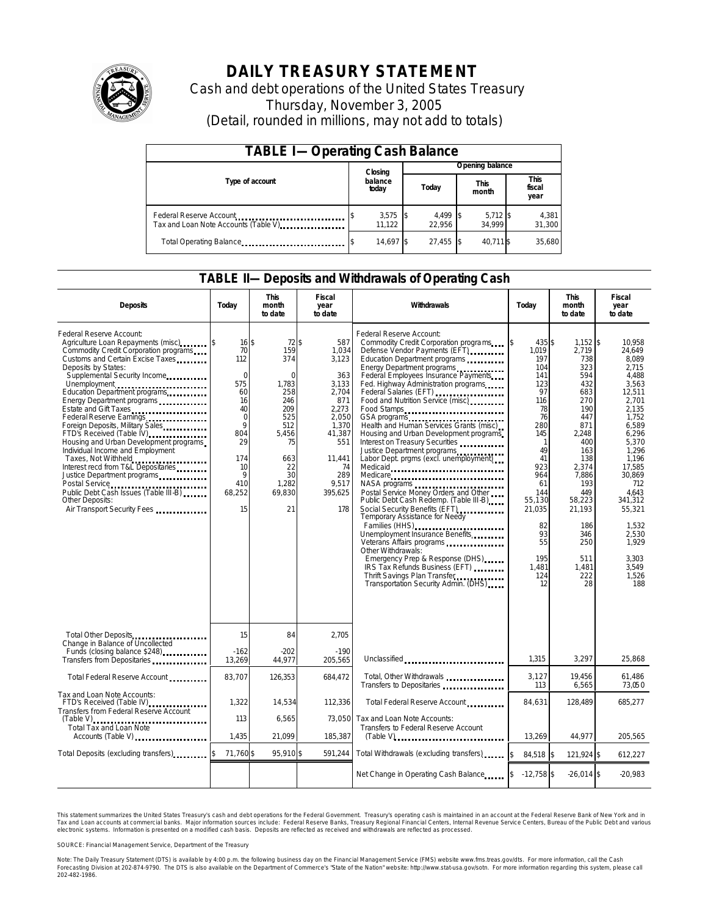# DAILY TREASURY STATEMENT

Cash and debt operations of the United States Treasury
Thursday, November 3, 2005
(Detail, rounded in millions, may not add to totals)

## TABLE I—Operating Cash Balance

| Type of account | Closing balance today | Opening balance Today | Opening balance This month | Opening balance This fiscal year |
|---|---|---|---|---|
| Federal Reserve Account | $ 3,575 | $ 4,499 | $ 5,712 | $ 4,381 |
| Tax and Loan Note Accounts (Table V) | 11,122 | 22,956 | 34,999 | 31,300 |
| Total Operating Balance | $ 14,697 | $ 27,455 | $ 40,711 | $ 35,680 |

## TABLE II—Deposits and Withdrawals of Operating Cash

| Deposits | Today | This month to date | Fiscal year to date | Withdrawals | Today | This month to date | Fiscal year to date |
|---|---|---|---|---|---|---|---|
| Federal Reserve Account: | | | | Federal Reserve Account: | | | |
| Agriculture Loan Repayments (misc) | $ 16 | $ 72 | $ 587 | Commodity Credit Corporation programs | $ 435 | $ 1,152 | $ 10,958 |
| Commodity Credit Corporation programs | 70 | 159 | 1,034 | Defense Vendor Payments (EFT) | 1,019 | 2,719 | 24,649 |
| Customs and Certain Excise Taxes | 112 | 374 | 3,123 | Education Department programs | 197 | 738 | 8,089 |
| Deposits by States: | | | | Energy Department programs | 104 | 323 | 2,715 |
| Supplemental Security Income | 0 | 0 | 363 | Federal Employees Insurance Payments | 141 | 594 | 4,488 |
| Unemployment | 575 | 1,783 | 3,133 | Fed. Highway Administration programs | 123 | 432 | 3,563 |
| Education Department programs | 60 | 258 | 2,704 | Federal Salaries (EFT) | 97 | 683 | 12,511 |
| Energy Department programs | 16 | 246 | 871 | Food and Nutrition Service (misc) | 116 | 270 | 2,701 |
| Estate and Gift Taxes | 40 | 209 | 2,273 | Food Stamps | 78 | 190 | 2,135 |
| Federal Reserve Earnings | 0 | 525 | 2,050 | GSA programs | 76 | 447 | 1,752 |
| Foreign Deposits, Military Sales | 9 | 512 | 1,370 | Health and Human Services Grants (misc) | 280 | 871 | 6,589 |
| FTD's Received (Table IV) | 804 | 5,456 | 41,387 | Housing and Urban Development programs | 145 | 2,248 | 6,296 |
| Housing and Urban Development programs | 29 | 75 | 551 | Interest on Treasury Securities | 1 | 400 | 5,370 |
| Individual Income and Employment Taxes, Not Withheld | 174 | 663 | 11,441 | Justice Department programs | 49 | 163 | 1,296 |
| Interest recd from T&L Depositaries | 10 | 22 | 74 | Labor Dept. prgms (excl. unemployment) | 41 | 138 | 1,196 |
| Justice Department programs | 9 | 30 | 289 | Medicaid | 923 | 2,374 | 17,585 |
| Postal Service | 410 | 1,282 | 9,517 | Medicare | 964 | 7,886 | 30,869 |
| Public Debt Cash Issues (Table III-B) | 68,252 | 69,830 | 395,625 | NASA programs | 61 | 193 | 712 |
| Other Deposits: | | | | Postal Service Money Orders and Other | 144 | 449 | 4,643 |
| Air Transport Security Fees | 15 | 21 | 178 | Public Debt Cash Redemp. (Table III-B) | 55,130 | 58,223 | 341,312 |
| | | | | Social Security Benefits (EFT) | 21,035 | 21,193 | 55,321 |
| | | | | Temporary Assistance for Needy Families (HHS) | 82 | 186 | 1,532 |
| | | | | Unemployment Insurance Benefits | 93 | 346 | 2,530 |
| | | | | Veterans Affairs programs | 55 | 250 | 1,929 |
| | | | | Other Withdrawals: | | | |
| | | | | Emergency Prep & Response (DHS) | 195 | 511 | 3,303 |
| | | | | IRS Tax Refunds Business (EFT) | 1,481 | 1,481 | 3,549 |
| | | | | Thrift Savings Plan Transfer | 124 | 222 | 1,526 |
| | | | | Transportation Security Admin. (DHS) | 12 | 28 | 188 |
| Total Other Deposits | 15 | 84 | 2,705 | | | | |
| Change in Balance of Uncollected Funds (closing balance $248) | -162 | -202 | -190 | | | | |
| Transfers from Depositaries | 13,269 | 44,977 | 205,565 | Unclassified | 1,315 | 3,297 | 25,868 |
| Total Federal Reserve Account | 83,707 | 126,353 | 684,472 | Total, Other Withdrawals | 3,127 | 19,456 | 61,486 |
| | | | | Transfers to Depositaries | 113 | 6,565 | 73,050 |
| Tax and Loan Note Accounts: | | | | Total Federal Reserve Account | 84,631 | 128,489 | 685,277 |
| FTD's Received (Table IV) | 1,322 | 14,534 | 112,336 | | | | |
| Transfers from Federal Reserve Account (Table V) | 113 | 6,565 | 73,050 | Tax and Loan Note Accounts: | | | |
| Total Tax and Loan Note Accounts (Table V) | 1,435 | 21,099 | 185,387 | Transfers to Federal Reserve Account (Table V) | 13,269 | 44,977 | 205,565 |
| Total Deposits (excluding transfers) | $ 71,760 | $ 95,910 | $ 591,244 | Total Withdrawals (excluding transfers) | $ 84,518 | $ 121,924 | $ 612,227 |
| | | | | Net Change in Operating Cash Balance | $ -12,758 | $ -26,014 | $ -20,983 |

This statement summarizes the United States Treasury's cash and debt operations for the Federal Government. Treasury's operating cash is maintained in an account at the Federal Reserve Bank of New York and in Tax and Loan accounts at commercial banks. Major information sources include: Federal Reserve Banks, Treasury Regional Financial Centers, Internal Revenue Service Centers, Bureau of the Public Debt and various electronic systems. Information is presented on a modified cash basis. Deposits are reflected as received and withdrawals are reflected as processed.

SOURCE: Financial Management Service, Department of the Treasury

Note: The Daily Treasury Statement (DTS) is available by 4:00 p.m. the following business day on the Financial Management Service (FMS) website www.fms.treas.gov/dts. For more information, call the Cash Forecasting Division at 202-874-9790. The DTS is also available on the Department of Commerce's "State of the Nation" website: http://www.stat-usa.gov/sotn. For more information regarding this system, please call 202-482-1986.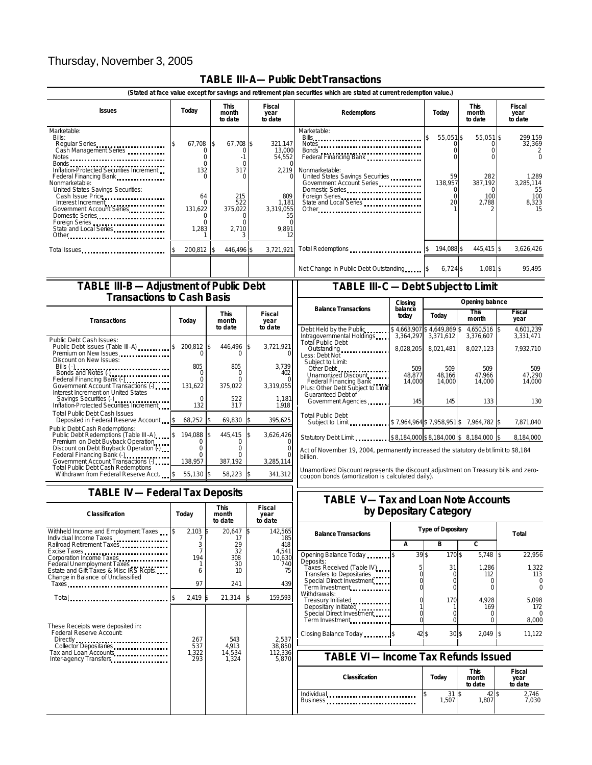Thursday, November 3, 2005

## TABLE III-A— Public Debt Transactions

(Stated at face value except for savings and retirement plan securities which are stated at current redemption value.)

| Issues | Today | This month to date | Fiscal year to date | Redemptions | Today | This month to date | Fiscal year to date |
|---|---|---|---|---|---|---|---|
| Marketable: | | | | Marketable: | | | |
| Bills: | | | | Bills | $ 55,051 | $ 55,051 | $ 299,159 |
| Regular Series | $ 67,708 | $ 67,708 | $ 321,147 | Notes | 0 | 0 | 32,369 |
| Cash Management Series | 0 | 0 | 13,000 | Bonds | 0 | 0 | 2 |
| Notes | 0 | -1 | 54,552 | Federal Financing Bank | 0 | 0 | 0 |
| Bonds | 0 | 0 | 0 | | | | |
| Inflation-Protected Securities Increment | 132 | 317 | 2,219 | Nonmarketable: | | | |
| Federal Financing Bank | 0 | 0 | 0 | United States Savings Securities | 59 | 282 | 1,289 |
| Nonmarketable: | | | | Government Account Series | 138,957 | 387,192 | 3,285,114 |
| United States Savings Securities: | | | | Domestic Series | 0 | 0 | 55 |
| Cash Issue Price | 64 | 215 | 809 | Foreign Series | 0 | 100 | 100 |
| Interest Increment | 0 | 522 | 1,181 | State and Local Series | 20 | 2,788 | 8,323 |
| Government Account Series | 131,622 | 375,022 | 3,319,055 | Other | 1 | 2 | 15 |
| Domestic Series | 0 | 0 | 55 | | | | |
| Foreign Series | 0 | 0 | 0 | | | | |
| State and Local Series | 1,283 | 2,710 | 9,891 | | | | |
| Other | 1 | 3 | 12 | | | | |
| Total Issues | $ 200,812 | $ 446,496 | $ 3,721,921 | Total Redemptions | $ 194,088 | $ 445,415 | $ 3,626,426 |
| | | | | Net Change in Public Debt Outstanding | $ 6,724 | $ 1,081 | $ 95,495 |

## TABLE III-B — Adjustment of Public Debt Transactions to Cash Basis

| Transactions | Today | This month to date | Fiscal year to date |
|---|---|---|---|
| Public Debt Cash Issues: | | | |
| Public Debt Issues (Table III-A) | $ 200,812 | $ 446,496 | $ 3,721,921 |
| Premium on New Issues | 0 | 0 | 0 |
| Discount on New Issues: | | | |
| Bills (-) | 805 | 805 | 3,739 |
| Bonds and Notes (-) | 0 | 0 | 402 |
| Federal Financing Bank (-) | 0 | 0 | 0 |
| Government Account Transactions (-) | 131,622 | 375,022 | 3,319,055 |
| Interest Increment on United States Savings Securities (-) | 0 | 522 | 1,181 |
| Inflation-Protected Securities Increment | 132 | 317 | 1,918 |
| Total Public Debt Cash Issues Deposited in Federal Reserve Account | $ 68,252 | $ 69,830 | $ 395,625 |
| Public Debt Cash Redemptions: | | | |
| Public Debt Redemptions (Table III-A) | $ 194,088 | $ 445,415 | $ 3,626,426 |
| Premium on Debt Buyback Operation | 0 | 0 | 0 |
| Discount on Debt Buyback Operation (-) | 0 | 0 | 0 |
| Federal Financing Bank (-) | 0 | 0 | 0 |
| Government Account Transactions (-) | 138,957 | 387,192 | 3,285,114 |
| Total Public Debt Cash Redemptions Withdrawn from Federal Reserve Acct. | $ 55,130 | $ 58,223 | $ 341,312 |

## TABLE III-C — Debt Subject to Limit

| Balance Transactions | Closing balance today | Opening balance Today | Opening balance This month | Opening balance Fiscal year |
|---|---|---|---|---|
| Debt Held by the Public | $ 4,663,907 | $ 4,649,869 | $ 4,650,516 | $ 4,601,239 |
| Intragovernmental Holdings | 3,364,297 | 3,371,612 | 3,376,607 | 3,331,471 |
| Total Public Debt Outstanding | 8,028,205 | 8,021,481 | 8,027,123 | 7,932,710 |
| Less: Debt Not Subject to Limit: | | | | |
| Other Debt | 509 | 509 | 509 | 509 |
| Unamortized Discount | 48,877 | 48,166 | 47,966 | 47,290 |
| Federal Financing Bank | 14,000 | 14,000 | 14,000 | 14,000 |
| Plus: Other Debt Subject to Limit | | | | |
| Guaranteed Debt of Government Agencies | 145 | 145 | 133 | 130 |
| Total Public Debt Subject to Limit | $ 7,964,964 | $ 7,958,951 | $ 7,964,782 | $ 7,871,040 |
| Statutory Debt Limit | $ 8,184,000 | $ 8,184,000 | $ 8,184,000 | $ 8,184,000 |

Act of November 19, 2004, permanently increased the statutory debt limit to $8,184 billion.

Unamortized Discount represents the discount adjustment on Treasury bills and zero-coupon bonds (amortization is calculated daily).

## TABLE IV — Federal Tax Deposits

| Classification | Today | This month to date | Fiscal year to date |
|---|---|---|---|
| Withheld Income and Employment Taxes | $ 2,103 | $ 20,647 | $ 142,565 |
| Individual Income Taxes | 7 | 17 | 185 |
| Railroad Retirement Taxes | 3 | 29 | 418 |
| Excise Taxes | 7 | 32 | 4,541 |
| Corporation Income Taxes | 194 | 308 | 10,630 |
| Federal Unemployment Taxes | 1 | 30 | 740 |
| Estate and Gift Taxes & Misc IRS Rcpts. | 6 | 10 | 75 |
| Change in Balance of Unclassified Taxes | 97 | 241 | 439 |
| Total | $ 2,419 | $ 21,314 | $ 159,593 |
| These Receipts were deposited in: | | | |
| Federal Reserve Account: | | | |
| Directly | 267 | 543 | 2,537 |
| Collector Depositaries | 537 | 4,913 | 38,850 |
| Tax and Loan Accounts | 1,322 | 14,534 | 112,336 |
| Inter-agency Transfers | 293 | 1,324 | 5,870 |

## TABLE V — Tax and Loan Note Accounts by Depositary Category

| Balance Transactions | Type of Depositary A | Type of Depositary B | Type of Depositary C | Total |
|---|---|---|---|---|
| Opening Balance Today | $ 39 | $ 170 | $ 5,748 | $ 22,956 |
| Deposits: | | | | |
| Taxes Received (Table IV) | 5 | 31 | 1,286 | 1,322 |
| Transfers to Depositaries | 0 | 0 | 112 | 113 |
| Special Direct Investment | 0 | 0 | 0 | 0 |
| Term Investment | 0 | 0 | 0 | 0 |
| Withdrawals: | | | | |
| Treasury Initiated | 0 | 170 | 4,928 | 5,098 |
| Depositary Initiated | 1 | 1 | 169 | 172 |
| Special Direct Investment | 0 | 0 | 0 | 0 |
| Term Investment | 0 | 0 | 0 | 8,000 |
| Closing Balance Today | $ 42 | $ 30 | $ 2,049 | $ 11,122 |

## TABLE VI — Income Tax Refunds Issued

| Classification | Today | This month to date | Fiscal year to date |
|---|---|---|---|
| Individual | $ 31 | $ 42 | $ 2,746 |
| Business | 1,507 | 1,807 | 7,030 |